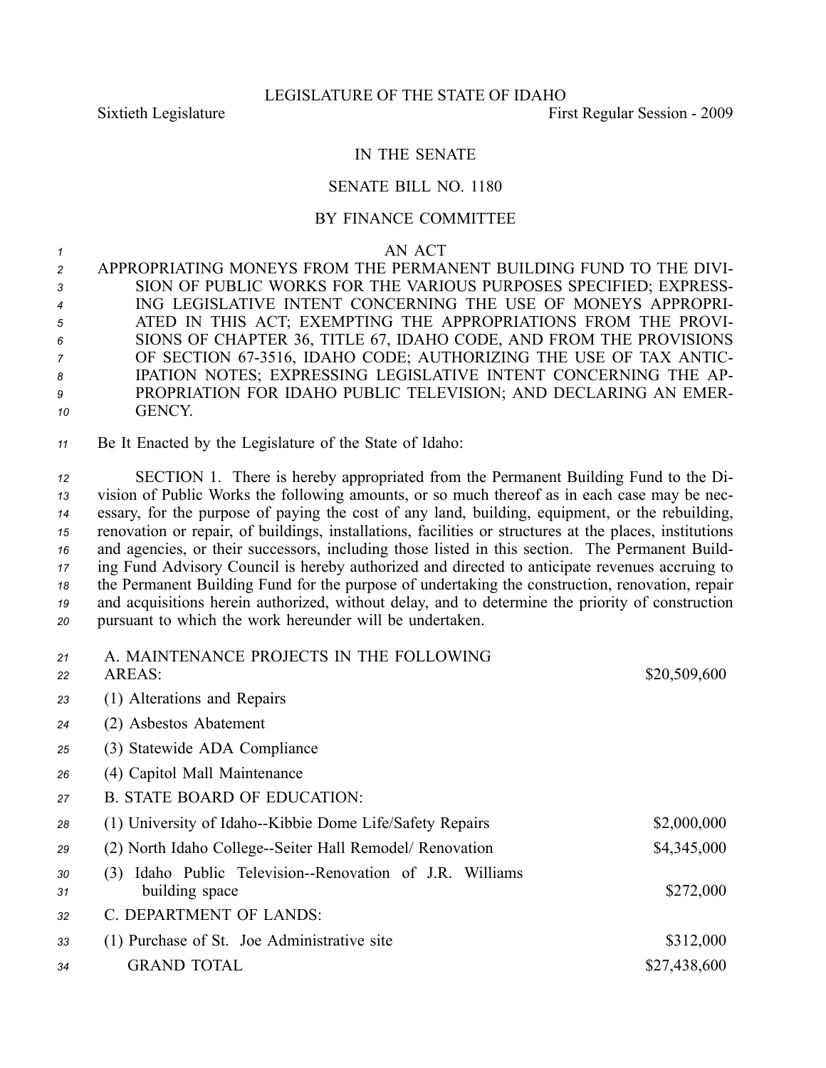LEGISLATURE OF THE STATE OF IDAHO

Sixtieth Legislature — First Regular Session - 2009

# IN THE SENATE

## SENATE BILL NO. 1180

### BY FINANCE COMMITTEE

AN ACT

APPROPRIATING MONEYS FROM THE PERMANENT BUILDING FUND TO THE DIVISION OF PUBLIC WORKS FOR THE VARIOUS PURPOSES SPECIFIED; EXPRESSING LEGISLATIVE INTENT CONCERNING THE USE OF MONEYS APPROPRIATED IN THIS ACT; EXEMPTING THE APPROPRIATIONS FROM THE PROVISIONS OF CHAPTER 36, TITLE 67, IDAHO CODE, AND FROM THE PROVISIONS OF SECTION 67-3516, IDAHO CODE; AUTHORIZING THE USE OF TAX ANTICIPATION NOTES; EXPRESSING LEGISLATIVE INTENT CONCERNING THE APPROPRIATION FOR IDAHO PUBLIC TELEVISION; AND DECLARING AN EMERGENCY.

Be It Enacted by the Legislature of the State of Idaho:

SECTION 1. There is hereby appropriated from the Permanent Building Fund to the Division of Public Works the following amounts, or so much thereof as in each case may be necessary, for the purpose of paying the cost of any land, building, equipment, or the rebuilding, renovation or repair, of buildings, installations, facilities or structures at the places, institutions and agencies, or their successors, including those listed in this section. The Permanent Building Fund Advisory Council is hereby authorized and directed to anticipate revenues accruing to the Permanent Building Fund for the purpose of undertaking the construction, renovation, repair and acquisitions herein authorized, without delay, and to determine the priority of construction pursuant to which the work hereunder will be undertaken.

| | |
|---|---|
| A. MAINTENANCE PROJECTS IN THE FOLLOWING AREAS: | $20,509,600 |
| (1) Alterations and Repairs | |
| (2) Asbestos Abatement | |
| (3) Statewide ADA Compliance | |
| (4) Capitol Mall Maintenance | |
| B. STATE BOARD OF EDUCATION: | |
| (1) University of Idaho--Kibbie Dome Life/Safety Repairs | $2,000,000 |
| (2) North Idaho College--Seiter Hall Remodel/ Renovation | $4,345,000 |
| (3) Idaho Public Television--Renovation of J.R. Williams building space | $272,000 |
| C. DEPARTMENT OF LANDS: | |
| (1) Purchase of St. Joe Administrative site | $312,000 |
| GRAND TOTAL | $27,438,600 |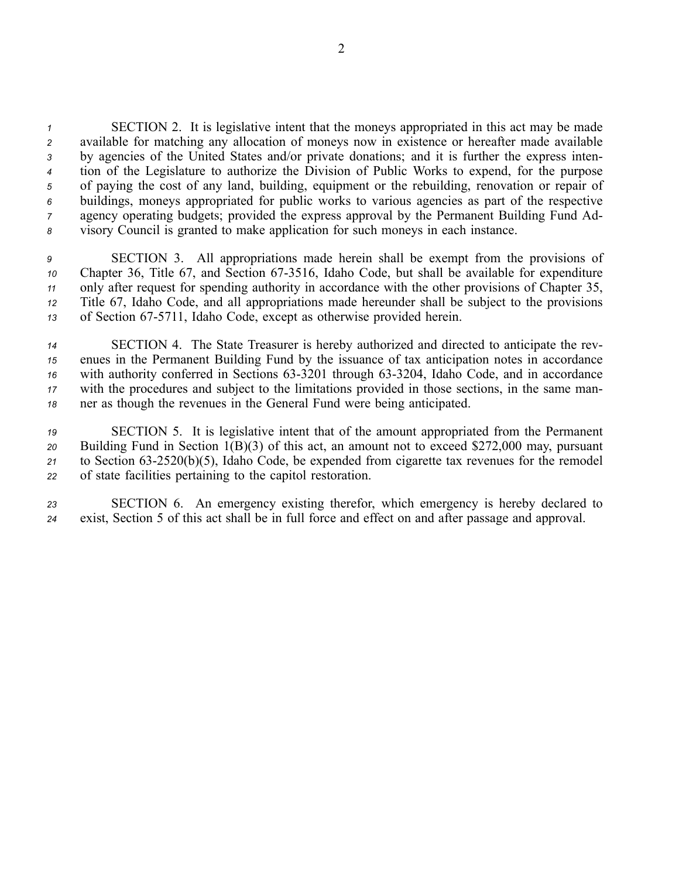SECTION 2. It is legislative intent that the moneys appropriated in this act may be made available for matching any allocation of moneys now in existence or hereafter made available by agencies of the United States and/or private donations; and it is further the express intention of the Legislature to authorize the Division of Public Works to expend, for the purpose of paying the cost of any land, building, equipment or the rebuilding, renovation or repair of buildings, moneys appropriated for public works to various agencies as part of the respective agency operating budgets; provided the express approval by the Permanent Building Fund Advisory Council is granted to make application for such moneys in each instance.

SECTION 3. All appropriations made herein shall be exempt from the provisions of Chapter 36, Title 67, and Section 67-3516, Idaho Code, but shall be available for expenditure only after request for spending authority in accordance with the other provisions of Chapter 35, Title 67, Idaho Code, and all appropriations made hereunder shall be subject to the provisions of Section 67-5711, Idaho Code, except as otherwise provided herein.

SECTION 4. The State Treasurer is hereby authorized and directed to anticipate the revenues in the Permanent Building Fund by the issuance of tax anticipation notes in accordance with authority conferred in Sections 63-3201 through 63-3204, Idaho Code, and in accordance with the procedures and subject to the limitations provided in those sections, in the same manner as though the revenues in the General Fund were being anticipated.

SECTION 5. It is legislative intent that of the amount appropriated from the Permanent Building Fund in Section 1(B)(3) of this act, an amount not to exceed $272,000 may, pursuant to Section 63-2520(b)(5), Idaho Code, be expended from cigarette tax revenues for the remodel of state facilities pertaining to the capitol restoration.

SECTION 6. An emergency existing therefor, which emergency is hereby declared to exist, Section 5 of this act shall be in full force and effect on and after passage and approval.